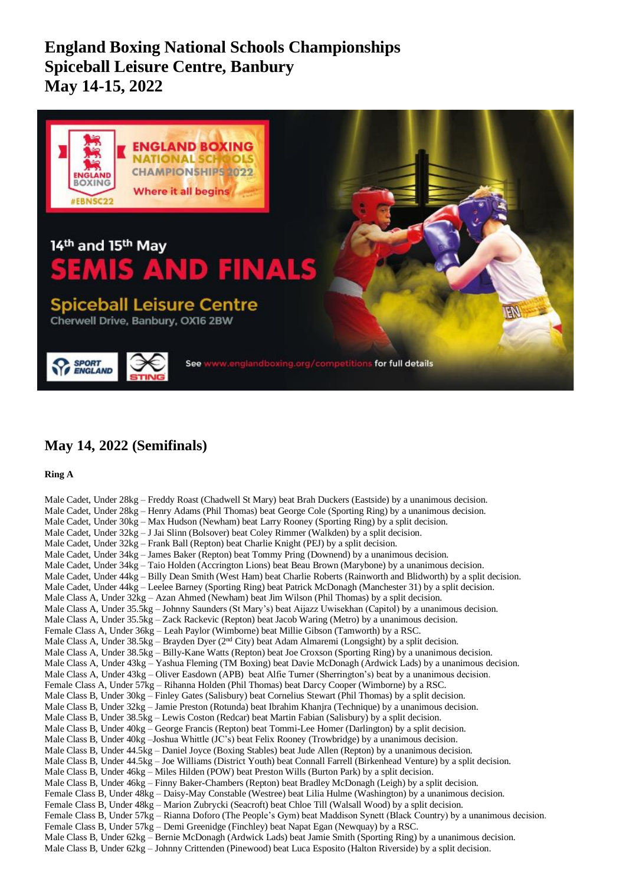# England Boxing National Schools Championships
# Spiceball Leisure Centre, Banbury
# May 14-15, 2022

## May 14, 2022 (Semifinals)

**Ring A**

Male Cadet, Under 28kg – Freddy Roast (Chadwell St Mary) beat Brah Duckers (Eastside) by a unanimous decision.
Male Cadet, Under 28kg – Henry Adams (Phil Thomas) beat George Cole (Sporting Ring) by a unanimous decision.
Male Cadet, Under 30kg – Max Hudson (Newham) beat Larry Rooney (Sporting Ring) by a split decision.
Male Cadet, Under 32kg – J Jai Slinn (Bolsover) beat Coley Rimmer (Walkden) by a split decision.
Male Cadet, Under 32kg – Frank Ball (Repton) beat Charlie Knight (PEJ) by a split decision.
Male Cadet, Under 34kg – James Baker (Repton) beat Tommy Pring (Downend) by a unanimous decision.
Male Cadet, Under 34kg – Taio Holden (Accrington Lions) beat Beau Brown (Marybone) by a unanimous decision.
Male Cadet, Under 44kg – Billy Dean Smith (West Ham) beat Charlie Roberts (Rainworth and Blidworth) by a split decision.
Male Cadet, Under 44kg – Leelee Barney (Sporting Ring) beat Patrick McDonagh (Manchester 31) by a split decision.
Male Class A, Under 32kg – Azan Ahmed (Newham) beat Jim Wilson (Phil Thomas) by a split decision.
Male Class A, Under 35.5kg – Johnny Saunders (St Mary's) beat Aijazz Uwisekhan (Capitol) by a unanimous decision.
Male Class A, Under 35.5kg – Zack Rackevic (Repton) beat Jacob Waring (Metro) by a unanimous decision.
Female Class A, Under 36kg – Leah Paylor (Wimborne) beat Millie Gibson (Tamworth) by a RSC.
Male Class A, Under 38.5kg – Brayden Dyer (2nd City) beat Adam Almaremi (Longsight) by a split decision.
Male Class A, Under 38.5kg – Billy-Kane Watts (Repton) beat Joe Croxson (Sporting Ring) by a unanimous decision.
Male Class A, Under 43kg – Yashua Fleming (TM Boxing) beat Davie McDonagh (Ardwick Lads) by a unanimous decision.
Male Class A, Under 43kg – Oliver Easdown (APB) beat Alfie Turner (Sherrington's) beat by a unanimous decision.
Female Class A, Under 57kg – Rihanna Holden (Phil Thomas) beat Darcy Cooper (Wimborne) by a RSC.
Male Class B, Under 30kg – Finley Gates (Salisbury) beat Cornelius Stewart (Phil Thomas) by a split decision.
Male Class B, Under 32kg – Jamie Preston (Rotunda) beat Ibrahim Khanjra (Technique) by a unanimous decision.
Male Class B, Under 38.5kg – Lewis Coston (Redcar) beat Martin Fabian (Salisbury) by a split decision.
Male Class B, Under 40kg – George Francis (Repton) beat Tommi-Lee Homer (Darlington) by a split decision.
Male Class B, Under 40kg –Joshua Whittle (JC's) beat Felix Rooney (Trowbridge) by a unanimous decision.
Male Class B, Under 44.5kg – Daniel Joyce (Boxing Stables) beat Jude Allen (Repton) by a unanimous decision.
Male Class B, Under 44.5kg – Joe Williams (District Youth) beat Connall Farrell (Birkenhead Venture) by a split decision.
Male Class B, Under 46kg – Miles Hilden (POW) beat Preston Wills (Burton Park) by a split decision.
Male Class B, Under 46kg – Finny Baker-Chambers (Repton) beat Bradley McDonagh (Leigh) by a split decision.
Female Class B, Under 48kg – Daisy-May Constable (Westree) beat Lilia Hulme (Washington) by a unanimous decision.
Female Class B, Under 48kg – Marion Zubrycki (Seacroft) beat Chloe Till (Walsall Wood) by a split decision.
Female Class B, Under 57kg – Rianna Doforo (The People's Gym) beat Maddison Synett (Black Country) by a unanimous decision.
Female Class B, Under 57kg – Demi Greenidge (Finchley) beat Napat Egan (Newquay) by a RSC.
Male Class B, Under 62kg – Bernie McDonagh (Ardwick Lads) beat Jamie Smith (Sporting Ring) by a unanimous decision.
Male Class B, Under 62kg – Johnny Crittenden (Pinewood) beat Luca Esposito (Halton Riverside) by a split decision.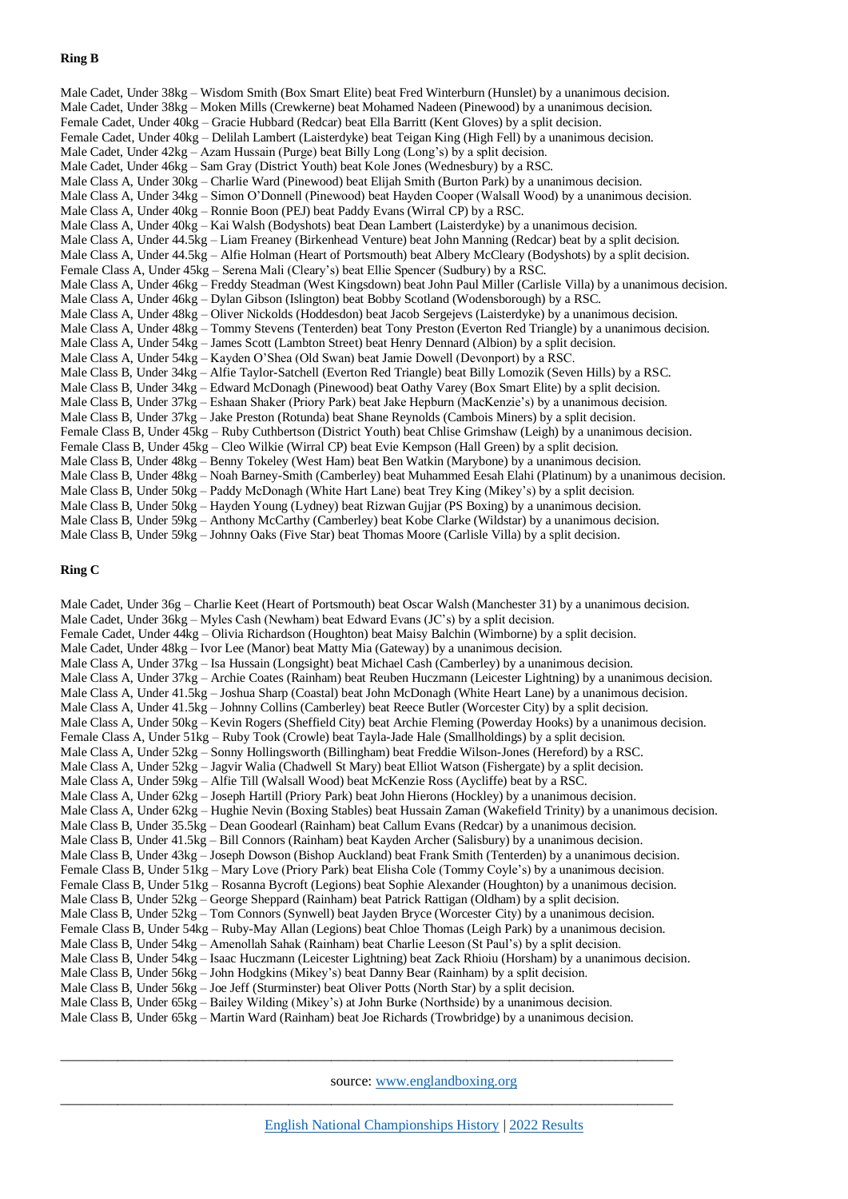**Ring B**

Male Cadet, Under 38kg – Wisdom Smith (Box Smart Elite) beat Fred Winterburn (Hunslet) by a unanimous decision.
Male Cadet, Under 38kg – Moken Mills (Crewkerne) beat Mohamed Nadeen (Pinewood) by a unanimous decision.
Female Cadet, Under 40kg – Gracie Hubbard (Redcar) beat Ella Barritt (Kent Gloves) by a split decision.
Female Cadet, Under 40kg – Delilah Lambert (Laisterdyke) beat Teigan King (High Fell) by a unanimous decision.
Male Cadet, Under 42kg – Azam Hussain (Purge) beat Billy Long (Long's) by a split decision.
Male Cadet, Under 46kg – Sam Gray (District Youth) beat Kole Jones (Wednesbury) by a RSC.
Male Class A, Under 30kg – Charlie Ward (Pinewood) beat Elijah Smith (Burton Park) by a unanimous decision.
Male Class A, Under 34kg – Simon O'Donnell (Pinewood) beat Hayden Cooper (Walsall Wood) by a unanimous decision.
Male Class A, Under 40kg – Ronnie Boon (PEJ) beat Paddy Evans (Wirral CP) by a RSC.
Male Class A, Under 40kg – Kai Walsh (Bodyshots) beat Dean Lambert (Laisterdyke) by a unanimous decision.
Male Class A, Under 44.5kg – Liam Freaney (Birkenhead Venture) beat John Manning (Redcar) beat by a split decision.
Male Class A, Under 44.5kg – Alfie Holman (Heart of Portsmouth) beat Albery McCleary (Bodyshots) by a split decision.
Female Class A, Under 45kg – Serena Mali (Cleary's) beat Ellie Spencer (Sudbury) by a RSC.
Male Class A, Under 46kg – Freddy Steadman (West Kingsdown) beat John Paul Miller (Carlisle Villa) by a unanimous decision.
Male Class A, Under 46kg – Dylan Gibson (Islington) beat Bobby Scotland (Wodensborough) by a RSC.
Male Class A, Under 48kg – Oliver Nickolds (Hoddesdon) beat Jacob Sergejevs (Laisterdyke) by a unanimous decision.
Male Class A, Under 48kg – Tommy Stevens (Tenterden) beat Tony Preston (Everton Red Triangle) by a unanimous decision.
Male Class A, Under 54kg – James Scott (Lambton Street) beat Henry Dennard (Albion) by a split decision.
Male Class A, Under 54kg – Kayden O'Shea (Old Swan) beat Jamie Dowell (Devonport) by a RSC.
Male Class B, Under 34kg – Alfie Taylor-Satchell (Everton Red Triangle) beat Billy Lomozik (Seven Hills) by a RSC.
Male Class B, Under 34kg – Edward McDonagh (Pinewood) beat Oathy Varey (Box Smart Elite) by a split decision.
Male Class B, Under 37kg – Eshaan Shaker (Priory Park) beat Jake Hepburn (MacKenzie's) by a unanimous decision.
Male Class B, Under 37kg – Jake Preston (Rotunda) beat Shane Reynolds (Cambois Miners) by a split decision.
Female Class B, Under 45kg – Ruby Cuthbertson (District Youth) beat Chlise Grimshaw (Leigh) by a unanimous decision.
Female Class B, Under 45kg – Cleo Wilkie (Wirral CP) beat Evie Kempson (Hall Green) by a split decision.
Male Class B, Under 48kg – Benny Tokeley (West Ham) beat Ben Watkin (Marybone) by a unanimous decision.
Male Class B, Under 48kg – Noah Barney-Smith (Camberley) beat Muhammed Eesah Elahi (Platinum) by a unanimous decision.
Male Class B, Under 50kg – Paddy McDonagh (White Hart Lane) beat Trey King (Mikey's) by a split decision.
Male Class B, Under 50kg – Hayden Young (Lydney) beat Rizwan Gujjar (PS Boxing) by a unanimous decision.
Male Class B, Under 59kg – Anthony McCarthy (Camberley) beat Kobe Clarke (Wildstar) by a unanimous decision.
Male Class B, Under 59kg – Johnny Oaks (Five Star) beat Thomas Moore (Carlisle Villa) by a split decision.

**Ring C**

Male Cadet, Under 36g – Charlie Keet (Heart of Portsmouth) beat Oscar Walsh (Manchester 31) by a unanimous decision.
Male Cadet, Under 36kg – Myles Cash (Newham) beat Edward Evans (JC's) by a split decision.
Female Cadet, Under 44kg – Olivia Richardson (Houghton) beat Maisy Balchin (Wimborne) by a split decision.
Male Cadet, Under 48kg – Ivor Lee (Manor) beat Matty Mia (Gateway) by a unanimous decision.
Male Class A, Under 37kg – Isa Hussain (Longsight) beat Michael Cash (Camberley) by a unanimous decision.
Male Class A, Under 37kg – Archie Coates (Rainham) beat Reuben Huczmann (Leicester Lightning) by a unanimous decision.
Male Class A, Under 41.5kg – Joshua Sharp (Coastal) beat John McDonagh (White Hart Lane) by a unanimous decision.
Male Class A, Under 41.5kg – Johnny Collins (Camberley) beat Reece Butler (Worcester City) by a split decision.
Male Class A, Under 50kg – Kevin Rogers (Sheffield City) beat Archie Fleming (Powerday Hooks) by a unanimous decision.
Female Class A, Under 51kg – Ruby Took (Crowle) beat Tayla-Jade Hale (Smallholdings) by a split decision.
Male Class A, Under 52kg – Sonny Hollingsworth (Billingham) beat Freddie Wilson-Jones (Hereford) by a RSC.
Male Class A, Under 52kg – Jagvir Walia (Chadwell St Mary) beat Elliot Watson (Fishergate) by a split decision.
Male Class A, Under 59kg – Alfie Till (Walsall Wood) beat McKenzie Ross (Aycliffe) beat by a RSC.
Male Class A, Under 62kg – Joseph Hartill (Priory Park) beat John Hierons (Hockley) by a unanimous decision.
Male Class A, Under 62kg – Hughie Nevin (Boxing Stables) beat Hussain Zaman (Wakefield Trinity) by a unanimous decision.
Male Class B, Under 35.5kg – Dean Goodearl (Rainham) beat Callum Evans (Redcar) by a unanimous decision.
Male Class B, Under 41.5kg – Bill Connors (Rainham) beat Kayden Archer (Salisbury) by a unanimous decision.
Male Class B, Under 43kg – Joseph Dowson (Bishop Auckland) beat Frank Smith (Tenterden) by a unanimous decision.
Female Class B, Under 51kg – Mary Love (Priory Park) beat Elisha Cole (Tommy Coyle's) by a unanimous decision.
Female Class B, Under 51kg – Rosanna Bycroft (Legions) beat Sophie Alexander (Houghton) by a unanimous decision.
Male Class B, Under 52kg – George Sheppard (Rainham) beat Patrick Rattigan (Oldham) by a split decision.
Male Class B, Under 52kg – Tom Connors (Synwell) beat Jayden Bryce (Worcester City) by a unanimous decision.
Female Class B, Under 54kg – Ruby-May Allan (Legions) beat Chloe Thomas (Leigh Park) by a unanimous decision.
Male Class B, Under 54kg – Amenollah Sahak (Rainham) beat Charlie Leeson (St Paul's) by a split decision.
Male Class B, Under 54kg – Isaac Huczmann (Leicester Lightning) beat Zack Rhioiu (Horsham) by a unanimous decision.
Male Class B, Under 56kg – John Hodgkins (Mikey's) beat Danny Bear (Rainham) by a split decision.
Male Class B, Under 56kg – Joe Jeff (Sturminster) beat Oliver Potts (North Star) by a split decision.
Male Class B, Under 65kg – Bailey Wilding (Mikey's) at John Burke (Northside) by a unanimous decision.
Male Class B, Under 65kg – Martin Ward (Rainham) beat Joe Richards (Trowbridge) by a unanimous decision.

---

source: [www.englandboxing.org](www.englandboxing.org)

---

English National Championships History | 2022 Results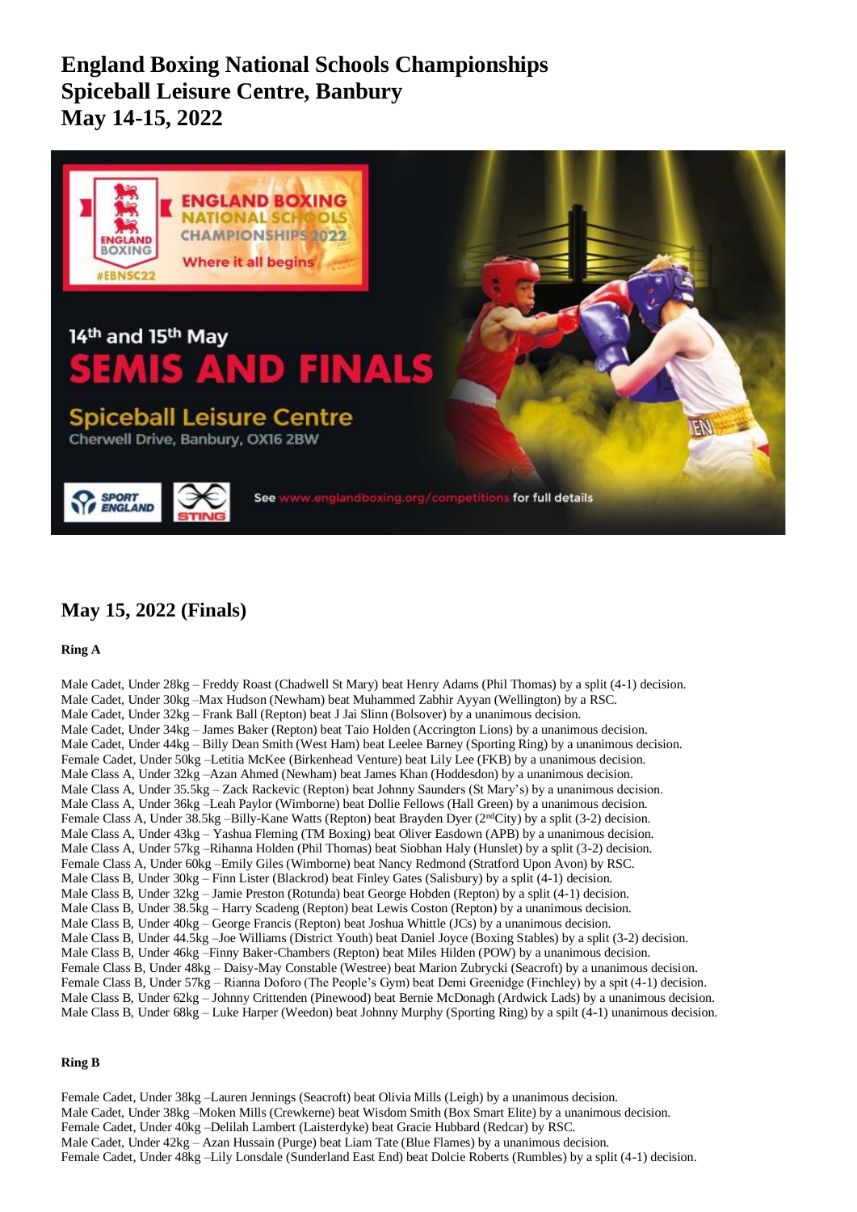# England Boxing National Schools Championships
# Spiceball Leisure Centre, Banbury
# May 14-15, 2022

## May 15, 2022 (Finals)

**Ring A**

Male Cadet, Under 28kg – Freddy Roast (Chadwell St Mary) beat Henry Adams (Phil Thomas) by a split (4-1) decision.
Male Cadet, Under 30kg –Max Hudson (Newham) beat Muhammed Zabhir Ayyan (Wellington) by a RSC.
Male Cadet, Under 32kg – Frank Ball (Repton) beat J Jai Slinn (Bolsover) by a unanimous decision.
Male Cadet, Under 34kg – James Baker (Repton) beat Taio Holden (Accrington Lions) by a unanimous decision.
Male Cadet, Under 44kg – Billy Dean Smith (West Ham) beat Leelee Barney (Sporting Ring) by a unanimous decision.
Female Cadet, Under 50kg –Letitia McKee (Birkenhead Venture) beat Lily Lee (FKB) by a unanimous decision.
Male Class A, Under 32kg –Azan Ahmed (Newham) beat James Khan (Hoddesdon) by a unanimous decision.
Male Class A, Under 35.5kg – Zack Rackevic (Repton) beat Johnny Saunders (St Mary's) by a unanimous decision.
Male Class A, Under 36kg –Leah Paylor (Wimborne) beat Dollie Fellows (Hall Green) by a unanimous decision.
Female Class A, Under 38.5kg –Billy-Kane Watts (Repton) beat Brayden Dyer (2ndCity) by a split (3-2) decision.
Male Class A, Under 43kg – Yashua Fleming (TM Boxing) beat Oliver Easdown (APB) by a unanimous decision.
Male Class A, Under 57kg –Rihanna Holden (Phil Thomas) beat Siobhan Haly (Hunslet) by a split (3-2) decision.
Female Class A, Under 60kg –Emily Giles (Wimborne) beat Nancy Redmond (Stratford Upon Avon) by RSC.
Male Class B, Under 30kg – Finn Lister (Blackrod) beat Finley Gates (Salisbury) by a split (4-1) decision.
Male Class B, Under 32kg – Jamie Preston (Rotunda) beat George Hobden (Repton) by a split (4-1) decision.
Male Class B, Under 38.5kg – Harry Scadeng (Repton) beat Lewis Coston (Repton) by a unanimous decision.
Male Class B, Under 40kg – George Francis (Repton) beat Joshua Whittle (JCs) by a unanimous decision.
Male Class B, Under 44.5kg –Joe Williams (District Youth) beat Daniel Joyce (Boxing Stables) by a split (3-2) decision.
Male Class B, Under 46kg –Finny Baker-Chambers (Repton) beat Miles Hilden (POW) by a unanimous decision.
Female Class B, Under 48kg – Daisy-May Constable (Westree) beat Marion Zubrycki (Seacroft) by a unanimous decision.
Female Class B, Under 57kg – Rianna Doforo (The People's Gym) beat Demi Greenidge (Finchley) by a spit (4-1) decision.
Male Class B, Under 62kg – Johnny Crittenden (Pinewood) beat Bernie McDonagh (Ardwick Lads) by a unanimous decision.
Male Class B, Under 68kg – Luke Harper (Weedon) beat Johnny Murphy (Sporting Ring) by a spilt (4-1) unanimous decision.

**Ring B**

Female Cadet, Under 38kg –Lauren Jennings (Seacroft) beat Olivia Mills (Leigh) by a unanimous decision.
Male Cadet, Under 38kg –Moken Mills (Crewkerne) beat Wisdom Smith (Box Smart Elite) by a unanimous decision.
Female Cadet, Under 40kg –Delilah Lambert (Laisterdyke) beat Gracie Hubbard (Redcar) by RSC.
Male Cadet, Under 42kg – Azan Hussain (Purge) beat Liam Tate (Blue Flames) by a unanimous decision.
Female Cadet, Under 48kg –Lily Lonsdale (Sunderland East End) beat Dolcie Roberts (Rumbles) by a split (4-1) decision.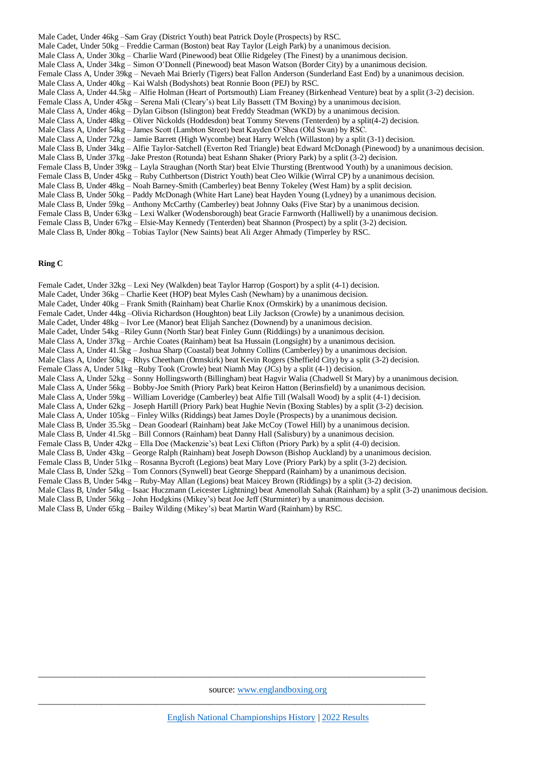Male Cadet, Under 46kg –Sam Gray (District Youth) beat Patrick Doyle (Prospects) by RSC.
Male Cadet, Under 50kg – Freddie Carman (Boston) beat Ray Taylor (Leigh Park) by a unanimous decision.
Male Class A, Under 30kg – Charlie Ward (Pinewood) beat Ollie Ridgeley (The Finest) by a unanimous decision.
Male Class A, Under 34kg – Simon O'Donnell (Pinewood) beat Mason Watson (Border City) by a unanimous decision.
Female Class A, Under 39kg – Nevaeh Mai Brierly (Tigers) beat Fallon Anderson (Sunderland East End) by a unanimous decision.
Male Class A, Under 40kg – Kai Walsh (Bodyshots) beat Ronnie Boon (PEJ) by RSC.
Male Class A, Under 44.5kg – Alfie Holman (Heart of Portsmouth) Liam Freaney (Birkenhead Venture) beat by a split (3-2) decision.
Female Class A, Under 45kg – Serena Mali (Cleary's) beat Lily Bassett (TM Boxing) by a unanimous decision.
Male Class A, Under 46kg – Dylan Gibson (Islington) beat Freddy Steadman (WKD) by a unanimous decision.
Male Class A, Under 48kg – Oliver Nickolds (Hoddesdon) beat Tommy Stevens (Tenterden) by a split(4-2) decision.
Male Class A, Under 54kg – James Scott (Lambton Street) beat Kayden O'Shea (Old Swan) by RSC.
Male Class A, Under 72kg – Jamie Barrett (High Wycombe) beat Harry Welch (Willaston) by a split (3-1) decision.
Male Class B, Under 34kg – Alfie Taylor-Satchell (Everton Red Triangle) beat Edward McDonagh (Pinewood) by a unanimous decision.
Male Class B, Under 37kg –Jake Preston (Rotunda) beat Eshann Shaker (Priory Park) by a split (3-2) decision.
Female Class B, Under 39kg – Layla Straughan (North Star) beat Elvie Thursting (Brentwood Youth) by a unanimous decision.
Female Class B, Under 45kg – Ruby Cuthbertson (District Youth) beat Cleo Wilkie (Wirral CP) by a unanimous decision.
Male Class B, Under 48kg – Noah Barney-Smith (Camberley) beat Benny Tokeley (West Ham) by a split decision.
Male Class B, Under 50kg – Paddy McDonagh (White Hart Lane) beat Hayden Young (Lydney) by a unanimous decision.
Male Class B, Under 59kg – Anthony McCarthy (Camberley) beat Johnny Oaks (Five Star) by a unanimous decision.
Female Class B, Under 63kg – Lexi Walker (Wodensborough) beat Gracie Farnworth (Halliwell) by a unanimous decision.
Female Class B, Under 67kg – Elsie-May Kennedy (Tenterden) beat Shannon (Prospect) by a split (3-2) decision.
Male Class B, Under 80kg – Tobias Taylor (New Saints) beat Ali Azger Ahmady (Timperley by RSC.

**Ring C**

Female Cadet, Under 32kg – Lexi Ney (Walkden) beat Taylor Harrop (Gosport) by a split (4-1) decision.
Male Cadet, Under 36kg – Charlie Keet (HOP) beat Myles Cash (Newham) by a unanimous decision.
Male Cadet, Under 40kg – Frank Smith (Rainham) beat Charlie Knox (Ormskirk) by a unanimous decision.
Female Cadet, Under 44kg –Olivia Richardson (Houghton) beat Lily Jackson (Crowle) by a unanimous decision.
Male Cadet, Under 48kg – Ivor Lee (Manor) beat Elijah Sanchez (Downend) by a unanimous decision.
Male Cadet, Under 54kg –Riley Gunn (North Star) beat Finley Gunn (Riddiings) by a unanimous decision.
Male Class A, Under 37kg – Archie Coates (Rainham) beat Isa Hussain (Longsight) by a unanimous decision.
Male Class A, Under 41.5kg – Joshua Sharp (Coastal) beat Johnny Collins (Camberley) by a unanimous decision.
Male Class A, Under 50kg – Rhys Cheetham (Ormskirk) beat Kevin Rogers (Sheffield City) by a split (3-2) decision.
Female Class A, Under 51kg –Ruby Took (Crowle) beat Niamh May (JCs) by a split (4-1) decision.
Male Class A, Under 52kg – Sonny Hollingsworth (Billingham) beat Hagvir Walia (Chadwell St Mary) by a unanimous decision.
Male Class A, Under 56kg – Bobby-Joe Smith (Priory Park) beat Keiron Hatton (Berinsfield) by a unanimous decision.
Male Class A, Under 59kg – William Loveridge (Camberley) beat Alfie Till (Walsall Wood) by a split (4-1) decision.
Male Class A, Under 62kg – Joseph Hartill (Priory Park) beat Hughie Nevin (Boxing Stables) by a split (3-2) decision.
Male Class A, Under 105kg – Finley Wilks (Riddings) beat James Doyle (Prospects) by a unanimous decision.
Male Class B, Under 35.5kg – Dean Goodearl (Rainham) beat Jake McCoy (Towel Hill) by a unanimous decision.
Male Class B, Under 41.5kg – Bill Connors (Rainham) beat Danny Hall (Salisbury) by a unanimous decision.
Female Class B, Under 42kg – Ella Doe (Mackenzie's) beat Lexi Clifton (Priory Park) by a split (4-0) decision.
Male Class B, Under 43kg – George Ralph (Rainham) beat Joseph Dowson (Bishop Auckland) by a unanimous decision.
Female Class B, Under 51kg – Rosanna Bycroft (Legions) beat Mary Love (Priory Park) by a split (3-2) decision.
Male Class B, Under 52kg – Tom Connors (Synwell) beat George Sheppard (Rainham) by a unanimous decision.
Female Class B, Under 54kg – Ruby-May Allan (Legions) beat Maicey Brown (Riddings) by a split (3-2) decision.
Male Class B, Under 54kg – Isaac Huczmann (Leicester Lightning) beat Amenollah Sahak (Rainham) by a split (3-2) unanimous decision.
Male Class B, Under 56kg – John Hodgkins (Mikey's) beat Joe Jeff (Sturminter) by a unanimous decision.
Male Class B, Under 65kg – Bailey Wilding (Mikey's) beat Martin Ward (Rainham) by RSC.

---

source: www.englandboxing.org

---

English National Championships History | 2022 Results